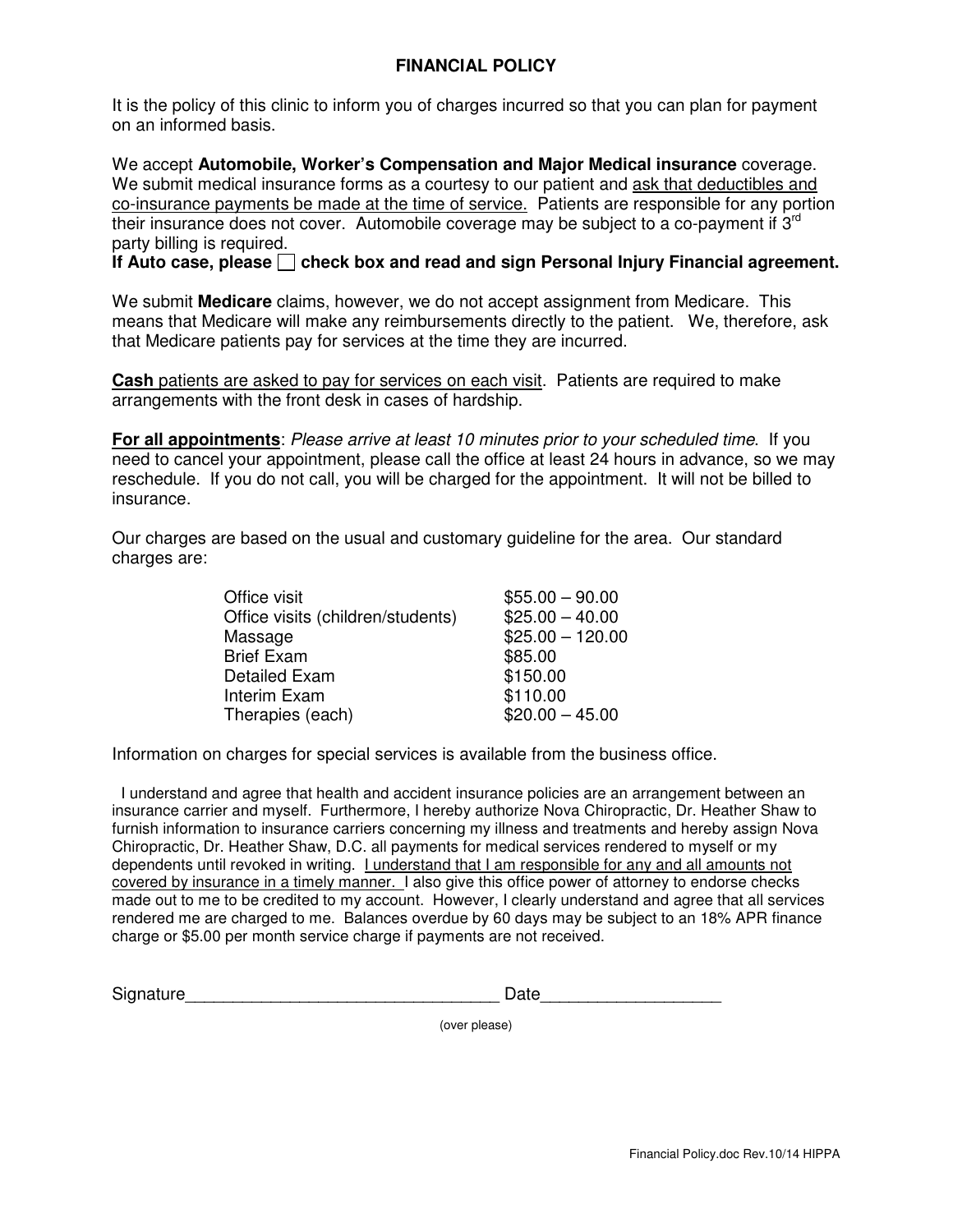# FINANCIAL POLICY

It is the policy of this clinic to inform you of charges incurred so that you can plan for payment on an informed basis.

We accept **Automobile, Worker's Compensation and Major Medical insurance** coverage. We submit medical insurance forms as a courtesy to our patient and ask that deductibles and co-insurance payments be made at the time of service. Patients are responsible for any portion their insurance does not cover. Automobile coverage may be subject to a co-payment if 3rd party billing is required.

**If Auto case, please ☐ check box and read and sign Personal Injury Financial agreement.**

We submit **Medicare** claims, however, we do not accept assignment from Medicare. This means that Medicare will make any reimbursements directly to the patient. We, therefore, ask that Medicare patients pay for services at the time they are incurred.

**Cash** patients are asked to pay for services on each visit. Patients are required to make arrangements with the front desk in cases of hardship.

**For all appointments**: *Please arrive at least 10 minutes prior to your scheduled time*. If you need to cancel your appointment, please call the office at least 24 hours in advance, so we may reschedule. If you do not call, you will be charged for the appointment. It will not be billed to insurance.

Our charges are based on the usual and customary guideline for the area. Our standard charges are:

| Service | Charge |
|---|---|
| Office visit | $55.00 – 90.00 |
| Office visits (children/students) | $25.00 – 40.00 |
| Massage | $25.00 – 120.00 |
| Brief Exam | $85.00 |
| Detailed Exam | $150.00 |
| Interim Exam | $110.00 |
| Therapies (each) | $20.00 – 45.00 |

Information on charges for special services is available from the business office.

I understand and agree that health and accident insurance policies are an arrangement between an insurance carrier and myself. Furthermore, I hereby authorize Nova Chiropractic, Dr. Heather Shaw to furnish information to insurance carriers concerning my illness and treatments and hereby assign Nova Chiropractic, Dr. Heather Shaw, D.C. all payments for medical services rendered to myself or my dependents until revoked in writing. I understand that I am responsible for any and all amounts not covered by insurance in a timely manner. I also give this office power of attorney to endorse checks made out to me to be credited to my account. However, I clearly understand and agree that all services rendered me are charged to me. Balances overdue by 60 days may be subject to an 18% APR finance charge or $5.00 per month service charge if payments are not received.

Signature________________________________ Date__________________

(over please)

Financial Policy.doc Rev.10/14 HIPPA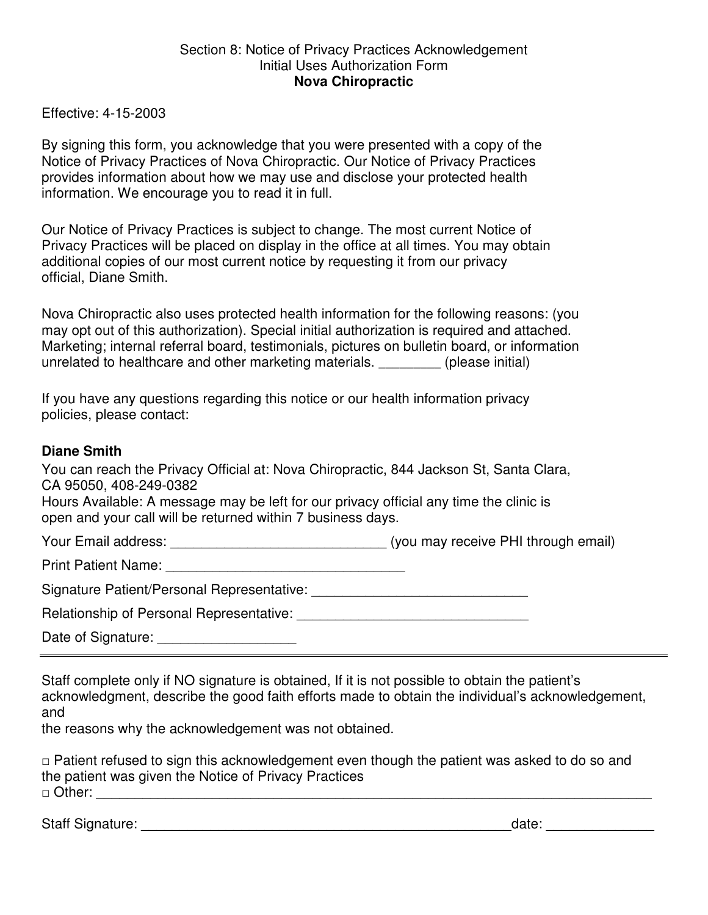Section 8: Notice of Privacy Practices Acknowledgement
Initial Uses Authorization Form
**Nova Chiropractic**

Effective: 4-15-2003

By signing this form, you acknowledge that you were presented with a copy of the Notice of Privacy Practices of Nova Chiropractic. Our Notice of Privacy Practices provides information about how we may use and disclose your protected health information. We encourage you to read it in full.

Our Notice of Privacy Practices is subject to change. The most current Notice of Privacy Practices will be placed on display in the office at all times. You may obtain additional copies of our most current notice by requesting it from our privacy official, Diane Smith.

Nova Chiropractic also uses protected health information for the following reasons: (you may opt out of this authorization). Special initial authorization is required and attached. Marketing; internal referral board, testimonials, pictures on bulletin board, or information unrelated to healthcare and other marketing materials. ________ (please initial)

If you have any questions regarding this notice or our health information privacy policies, please contact:

**Diane Smith**

You can reach the Privacy Official at: Nova Chiropractic, 844 Jackson St, Santa Clara, CA 95050, 408-249-0382
Hours Available: A message may be left for our privacy official any time the clinic is open and your call will be returned within 7 business days.

Your Email address: ____________________________ (you may receive PHI through email)

Print Patient Name: ________________________________

Signature Patient/Personal Representative: ____________________________

Relationship of Personal Representative: ______________________________

Date of Signature: __________________

---

Staff complete only if NO signature is obtained, If it is not possible to obtain the patient's acknowledgment, describe the good faith efforts made to obtain the individual's acknowledgement, and
the reasons why the acknowledgement was not obtained.

□ Patient refused to sign this acknowledgement even though the patient was asked to do so and the patient was given the Notice of Privacy Practices
□ Other: ______________________________________________________________________________

Staff Signature: ___________________________________________________date: ______________